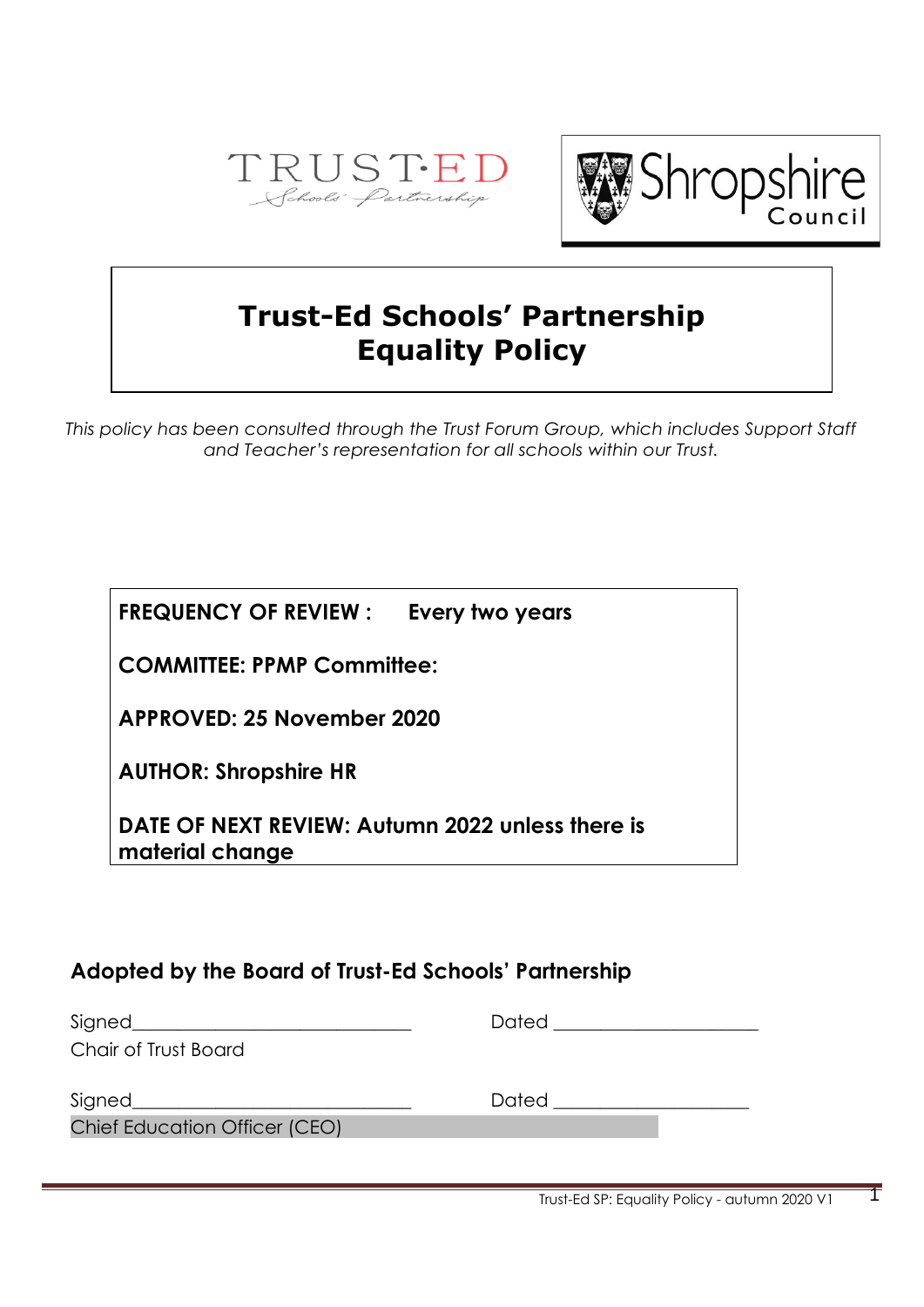# Trust-Ed Schools' Partnership Equality Policy

*This policy has been consulted through the Trust Forum Group, which includes Support Staff and Teacher's representation for all schools within our Trust.*

**FREQUENCY OF REVIEW : Every two years**

**COMMITTEE: PPMP Committee:**

**APPROVED: 25 November 2020**

**AUTHOR: Shropshire HR**

**DATE OF NEXT REVIEW: Autumn 2022 unless there is material change**

## Adopted by the Board of Trust-Ed Schools' Partnership

Signed______________________________ Dated ______________________

Chair of Trust Board

Signed______________________________ Dated ______________________

Chief Education Officer (CEO)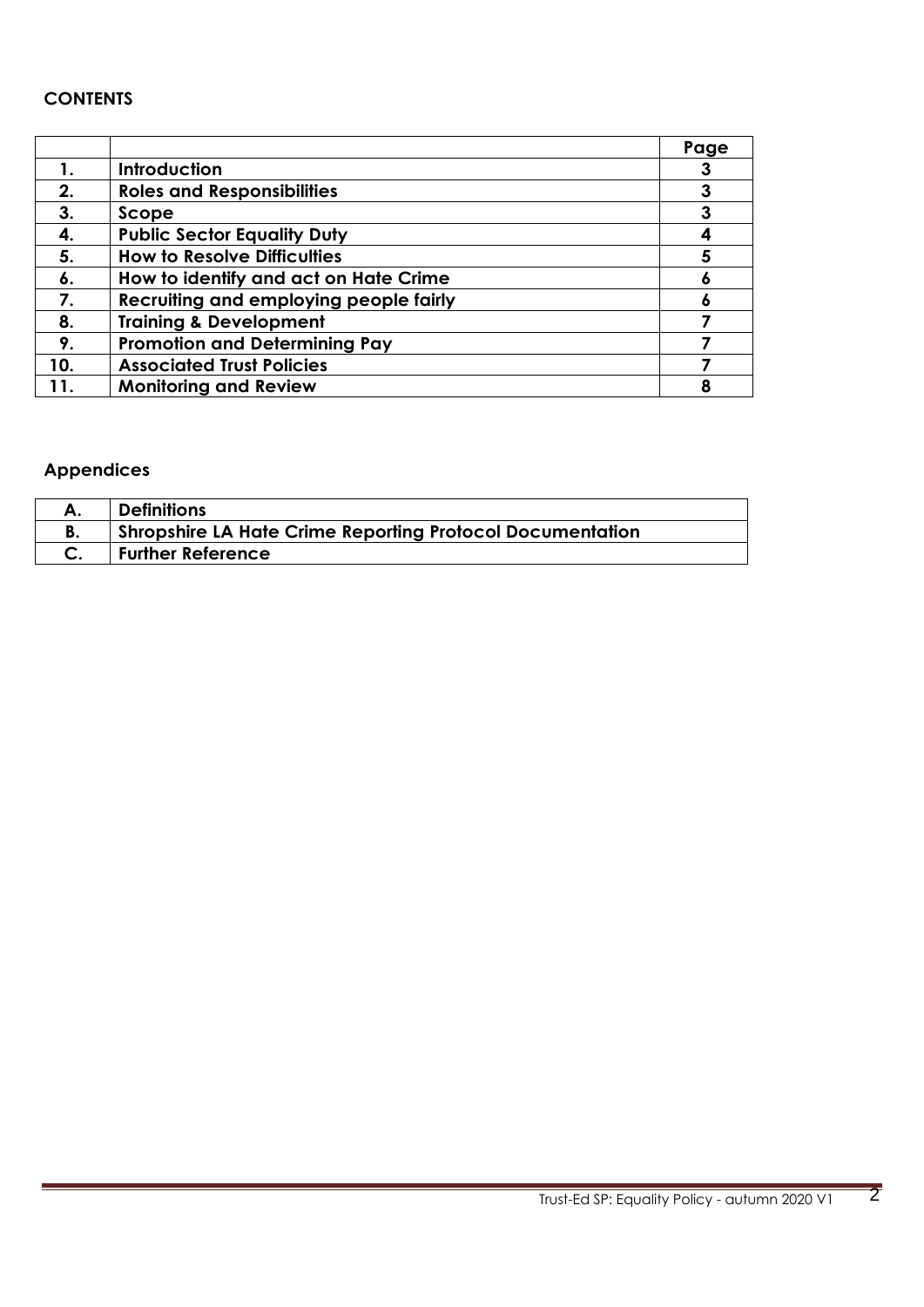**CONTENTS**

| | | Page |
|---|---|---|
| **1.** | **Introduction** | **3** |
| **2.** | **Roles and Responsibilities** | **3** |
| **3.** | **Scope** | **3** |
| **4.** | **Public Sector Equality Duty** | **4** |
| **5.** | **How to Resolve Difficulties** | **5** |
| **6.** | **How to identify and act on Hate Crime** | **6** |
| **7.** | **Recruiting and employing people fairly** | **6** |
| **8.** | **Training & Development** | **7** |
| **9.** | **Promotion and Determining Pay** | **7** |
| **10.** | **Associated Trust Policies** | **7** |
| **11.** | **Monitoring and Review** | **8** |

**Appendices**

| | |
|---|---|
| **A.** | **Definitions** |
| **B.** | **Shropshire LA Hate Crime Reporting Protocol Documentation** |
| **C.** | **Further Reference** |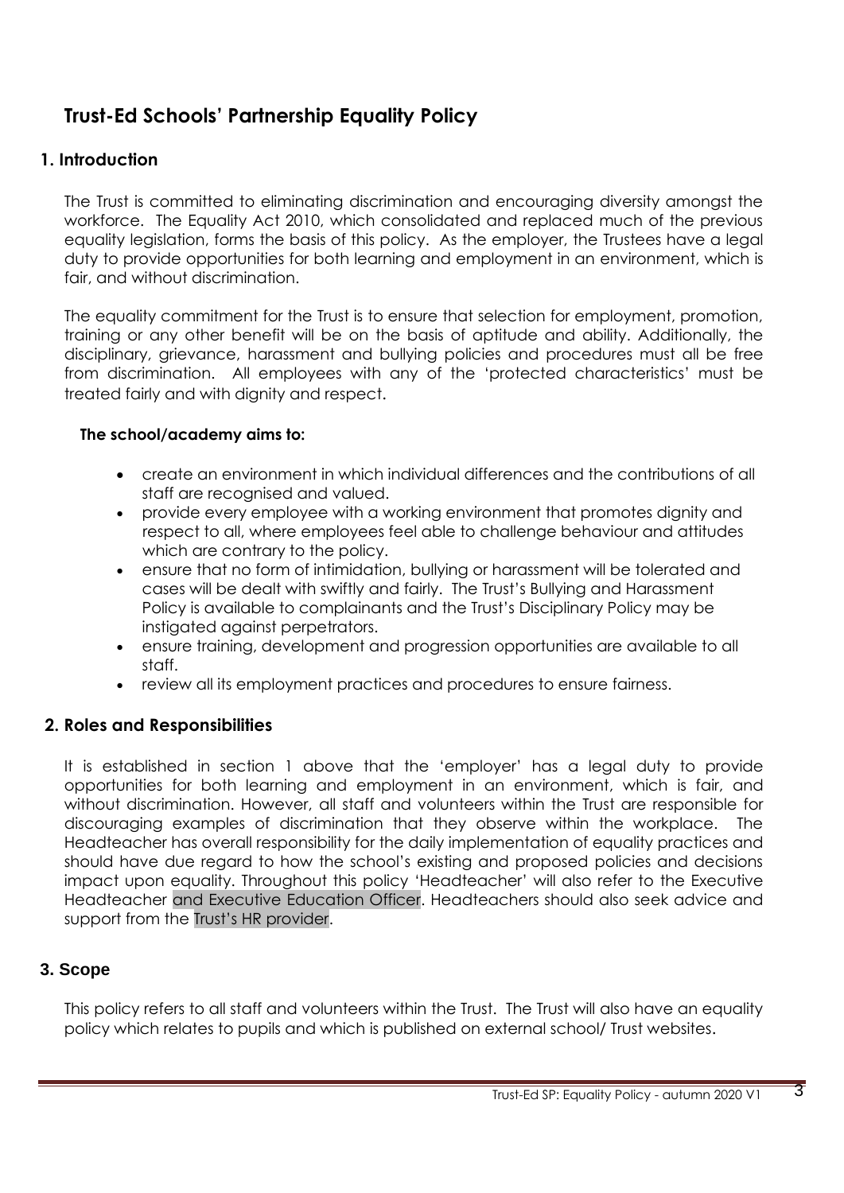# Trust-Ed Schools' Partnership Equality Policy

## 1. Introduction

The Trust is committed to eliminating discrimination and encouraging diversity amongst the workforce. The Equality Act 2010, which consolidated and replaced much of the previous equality legislation, forms the basis of this policy. As the employer, the Trustees have a legal duty to provide opportunities for both learning and employment in an environment, which is fair, and without discrimination.

The equality commitment for the Trust is to ensure that selection for employment, promotion, training or any other benefit will be on the basis of aptitude and ability. Additionally, the disciplinary, grievance, harassment and bullying policies and procedures must all be free from discrimination. All employees with any of the 'protected characteristics' must be treated fairly and with dignity and respect.

**The school/academy aims to:**

- create an environment in which individual differences and the contributions of all staff are recognised and valued.
- provide every employee with a working environment that promotes dignity and respect to all, where employees feel able to challenge behaviour and attitudes which are contrary to the policy.
- ensure that no form of intimidation, bullying or harassment will be tolerated and cases will be dealt with swiftly and fairly. The Trust's Bullying and Harassment Policy is available to complainants and the Trust's Disciplinary Policy may be instigated against perpetrators.
- ensure training, development and progression opportunities are available to all staff.
- review all its employment practices and procedures to ensure fairness.

## 2. Roles and Responsibilities

It is established in section 1 above that the 'employer' has a legal duty to provide opportunities for both learning and employment in an environment, which is fair, and without discrimination. However, all staff and volunteers within the Trust are responsible for discouraging examples of discrimination that they observe within the workplace. The Headteacher has overall responsibility for the daily implementation of equality practices and should have due regard to how the school's existing and proposed policies and decisions impact upon equality. Throughout this policy 'Headteacher' will also refer to the Executive Headteacher and Executive Education Officer. Headteachers should also seek advice and support from the Trust's HR provider.

## 3. Scope

This policy refers to all staff and volunteers within the Trust. The Trust will also have an equality policy which relates to pupils and which is published on external school/ Trust websites.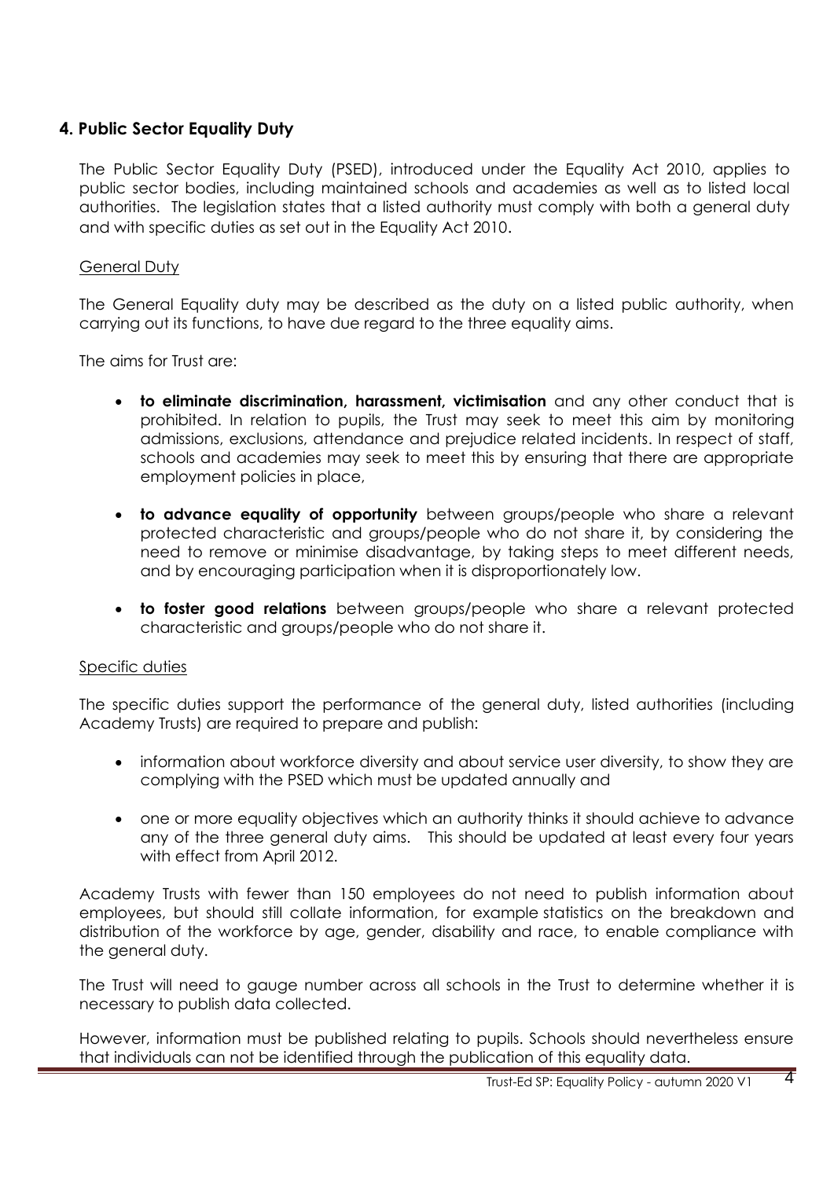## 4. Public Sector Equality Duty

The Public Sector Equality Duty (PSED), introduced under the Equality Act 2010, applies to public sector bodies, including maintained schools and academies as well as to listed local authorities. The legislation states that a listed authority must comply with both a general duty and with specific duties as set out in the Equality Act 2010.

### General Duty

The General Equality duty may be described as the duty on a listed public authority, when carrying out its functions, to have due regard to the three equality aims.

The aims for Trust are:

- **to eliminate discrimination, harassment, victimisation** and any other conduct that is prohibited. In relation to pupils, the Trust may seek to meet this aim by monitoring admissions, exclusions, attendance and prejudice related incidents. In respect of staff, schools and academies may seek to meet this by ensuring that there are appropriate employment policies in place,
- **to advance equality of opportunity** between groups/people who share a relevant protected characteristic and groups/people who do not share it, by considering the need to remove or minimise disadvantage, by taking steps to meet different needs, and by encouraging participation when it is disproportionately low.
- **to foster good relations** between groups/people who share a relevant protected characteristic and groups/people who do not share it.

### Specific duties

The specific duties support the performance of the general duty, listed authorities (including Academy Trusts) are required to prepare and publish:

- information about workforce diversity and about service user diversity, to show they are complying with the PSED which must be updated annually and
- one or more equality objectives which an authority thinks it should achieve to advance any of the three general duty aims. This should be updated at least every four years with effect from April 2012.

Academy Trusts with fewer than 150 employees do not need to publish information about employees, but should still collate information, for example statistics on the breakdown and distribution of the workforce by age, gender, disability and race, to enable compliance with the general duty.

The Trust will need to gauge number across all schools in the Trust to determine whether it is necessary to publish data collected.

However, information must be published relating to pupils. Schools should nevertheless ensure that individuals can not be identified through the publication of this equality data.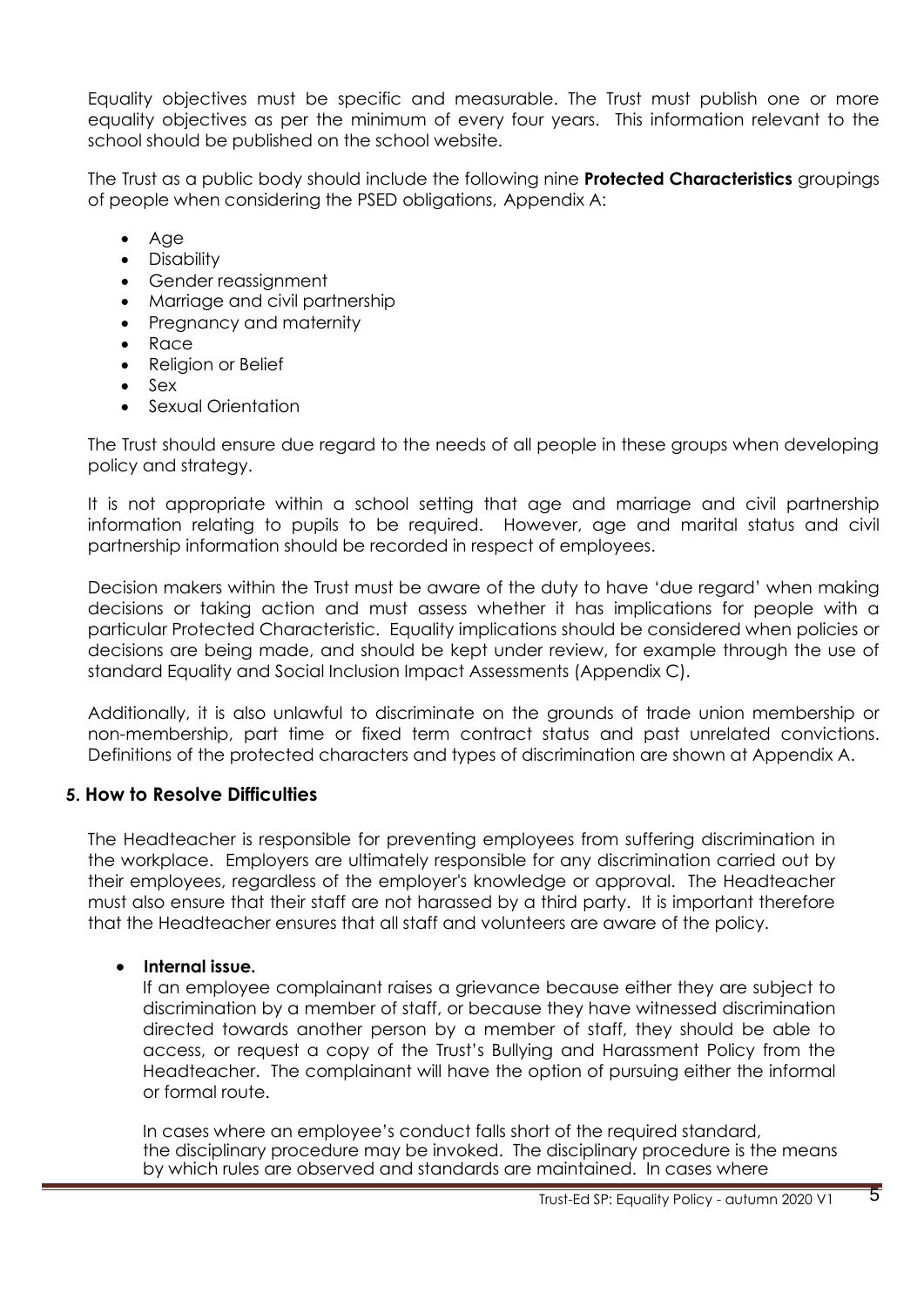Equality objectives must be specific and measurable. The Trust must publish one or more equality objectives as per the minimum of every four years. This information relevant to the school should be published on the school website.

The Trust as a public body should include the following nine **Protected Characteristics** groupings of people when considering the PSED obligations, Appendix A:

- Age
- Disability
- Gender reassignment
- Marriage and civil partnership
- Pregnancy and maternity
- Race
- Religion or Belief
- Sex
- Sexual Orientation

The Trust should ensure due regard to the needs of all people in these groups when developing policy and strategy.

It is not appropriate within a school setting that age and marriage and civil partnership information relating to pupils to be required. However, age and marital status and civil partnership information should be recorded in respect of employees.

Decision makers within the Trust must be aware of the duty to have 'due regard' when making decisions or taking action and must assess whether it has implications for people with a particular Protected Characteristic. Equality implications should be considered when policies or decisions are being made, and should be kept under review, for example through the use of standard Equality and Social Inclusion Impact Assessments (Appendix C).

Additionally, it is also unlawful to discriminate on the grounds of trade union membership or non-membership, part time or fixed term contract status and past unrelated convictions. Definitions of the protected characters and types of discrimination are shown at Appendix A.

## 5. How to Resolve Difficulties

The Headteacher is responsible for preventing employees from suffering discrimination in the workplace. Employers are ultimately responsible for any discrimination carried out by their employees, regardless of the employer's knowledge or approval. The Headteacher must also ensure that their staff are not harassed by a third party. It is important therefore that the Headteacher ensures that all staff and volunteers are aware of the policy.

- **Internal issue.**

  If an employee complainant raises a grievance because either they are subject to discrimination by a member of staff, or because they have witnessed discrimination directed towards another person by a member of staff, they should be able to access, or request a copy of the Trust's Bullying and Harassment Policy from the Headteacher. The complainant will have the option of pursuing either the informal or formal route.

  In cases where an employee's conduct falls short of the required standard, the disciplinary procedure may be invoked. The disciplinary procedure is the means by which rules are observed and standards are maintained. In cases where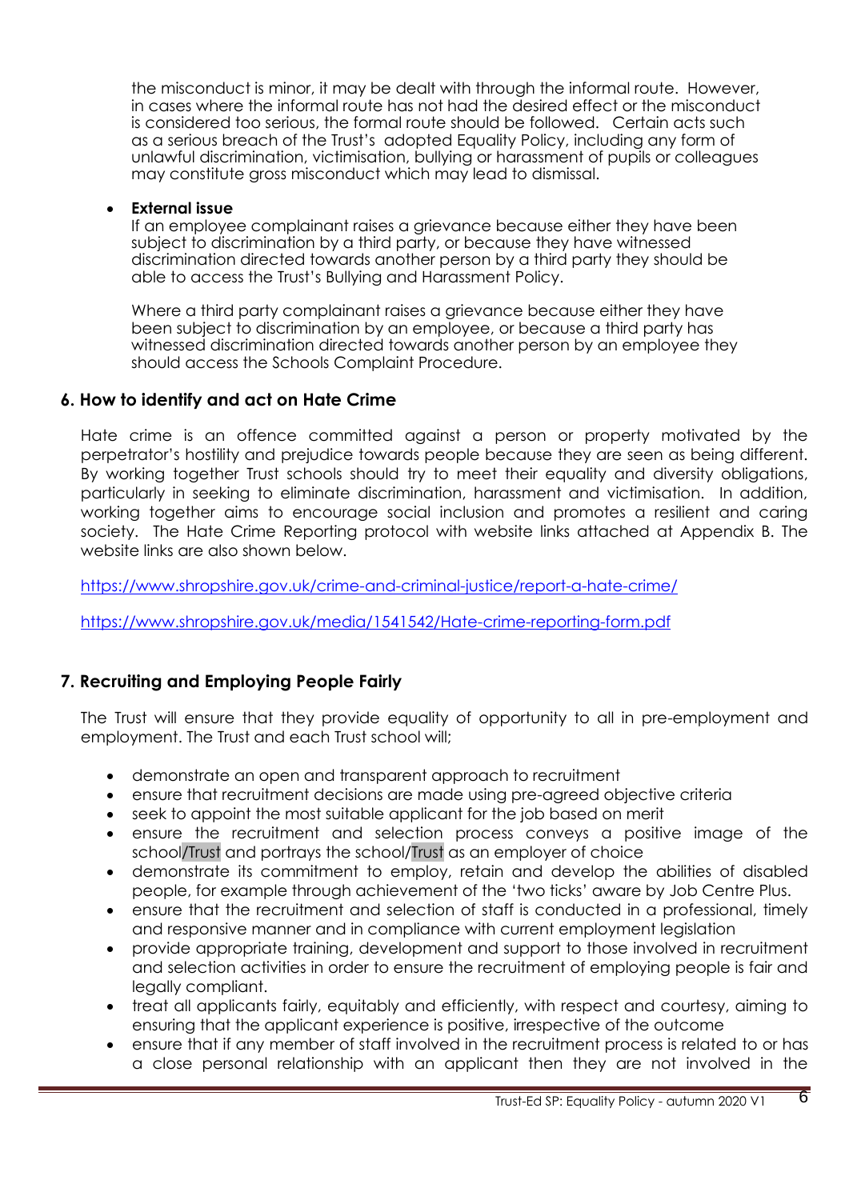the misconduct is minor, it may be dealt with through the informal route. However, in cases where the informal route has not had the desired effect or the misconduct is considered too serious, the formal route should be followed. Certain acts such as a serious breach of the Trust's adopted Equality Policy, including any form of unlawful discrimination, victimisation, bullying or harassment of pupils or colleagues may constitute gross misconduct which may lead to dismissal.

- **External issue**
  If an employee complainant raises a grievance because either they have been subject to discrimination by a third party, or because they have witnessed discrimination directed towards another person by a third party they should be able to access the Trust's Bullying and Harassment Policy.

  Where a third party complainant raises a grievance because either they have been subject to discrimination by an employee, or because a third party has witnessed discrimination directed towards another person by an employee they should access the Schools Complaint Procedure.

## 6. How to identify and act on Hate Crime

Hate crime is an offence committed against a person or property motivated by the perpetrator's hostility and prejudice towards people because they are seen as being different. By working together Trust schools should try to meet their equality and diversity obligations, particularly in seeking to eliminate discrimination, harassment and victimisation. In addition, working together aims to encourage social inclusion and promotes a resilient and caring society. The Hate Crime Reporting protocol with website links attached at Appendix B. The website links are also shown below.

https://www.shropshire.gov.uk/crime-and-criminal-justice/report-a-hate-crime/

https://www.shropshire.gov.uk/media/1541542/Hate-crime-reporting-form.pdf

## 7. Recruiting and Employing People Fairly

The Trust will ensure that they provide equality of opportunity to all in pre-employment and employment. The Trust and each Trust school will;

- demonstrate an open and transparent approach to recruitment
- ensure that recruitment decisions are made using pre-agreed objective criteria
- seek to appoint the most suitable applicant for the job based on merit
- ensure the recruitment and selection process conveys a positive image of the school/Trust and portrays the school/Trust as an employer of choice
- demonstrate its commitment to employ, retain and develop the abilities of disabled people, for example through achievement of the 'two ticks' aware by Job Centre Plus.
- ensure that the recruitment and selection of staff is conducted in a professional, timely and responsive manner and in compliance with current employment legislation
- provide appropriate training, development and support to those involved in recruitment and selection activities in order to ensure the recruitment of employing people is fair and legally compliant.
- treat all applicants fairly, equitably and efficiently, with respect and courtesy, aiming to ensuring that the applicant experience is positive, irrespective of the outcome
- ensure that if any member of staff involved in the recruitment process is related to or has a close personal relationship with an applicant then they are not involved in the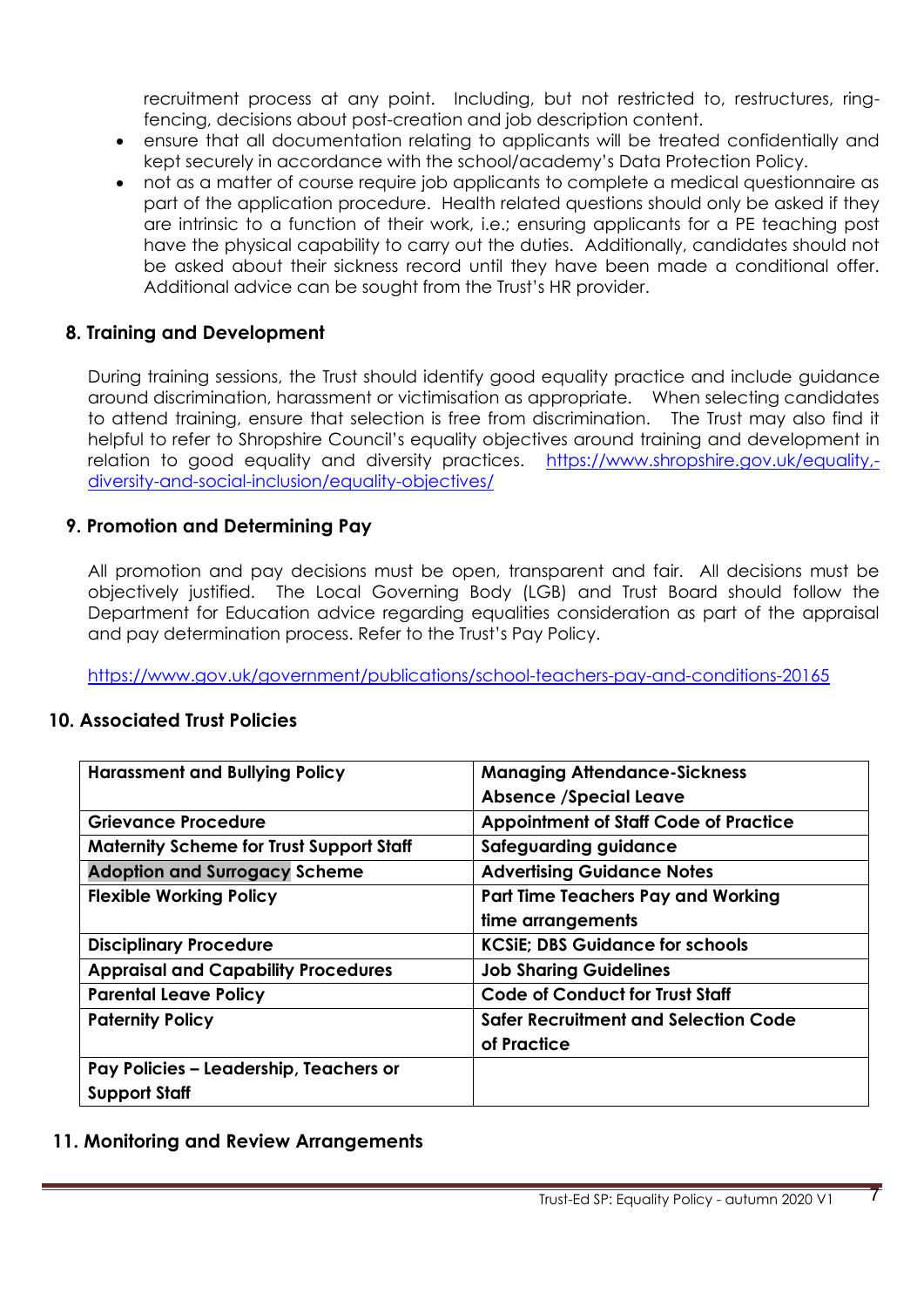recruitment process at any point. Including, but not restricted to, restructures, ring-fencing, decisions about post-creation and job description content.

- ensure that all documentation relating to applicants will be treated confidentially and kept securely in accordance with the school/academy's Data Protection Policy.
- not as a matter of course require job applicants to complete a medical questionnaire as part of the application procedure. Health related questions should only be asked if they are intrinsic to a function of their work, i.e.; ensuring applicants for a PE teaching post have the physical capability to carry out the duties. Additionally, candidates should not be asked about their sickness record until they have been made a conditional offer. Additional advice can be sought from the Trust's HR provider.

## 8. Training and Development

During training sessions, the Trust should identify good equality practice and include guidance around discrimination, harassment or victimisation as appropriate. When selecting candidates to attend training, ensure that selection is free from discrimination. The Trust may also find it helpful to refer to Shropshire Council's equality objectives around training and development in relation to good equality and diversity practices. https://www.shropshire.gov.uk/equality,-diversity-and-social-inclusion/equality-objectives/

## 9. Promotion and Determining Pay

All promotion and pay decisions must be open, transparent and fair. All decisions must be objectively justified. The Local Governing Body (LGB) and Trust Board should follow the Department for Education advice regarding equalities consideration as part of the appraisal and pay determination process. Refer to the Trust's Pay Policy.

https://www.gov.uk/government/publications/school-teachers-pay-and-conditions-20165

## 10. Associated Trust Policies

| | |
|---|---|
| **Harassment and Bullying Policy** | **Managing Attendance-Sickness Absence /Special Leave** |
| **Grievance Procedure** | **Appointment of Staff Code of Practice** |
| **Maternity Scheme for Trust Support Staff** | **Safeguarding guidance** |
| **Adoption and Surrogacy Scheme** | **Advertising Guidance Notes** |
| **Flexible Working Policy** | **Part Time Teachers Pay and Working time arrangements** |
| **Disciplinary Procedure** | **KCSiE; DBS Guidance for schools** |
| **Appraisal and Capability Procedures** | **Job Sharing Guidelines** |
| **Parental Leave Policy** | **Code of Conduct for Trust Staff** |
| **Paternity Policy** | **Safer Recruitment and Selection Code of Practice** |
| **Pay Policies – Leadership, Teachers or Support Staff** | |

## 11. Monitoring and Review Arrangements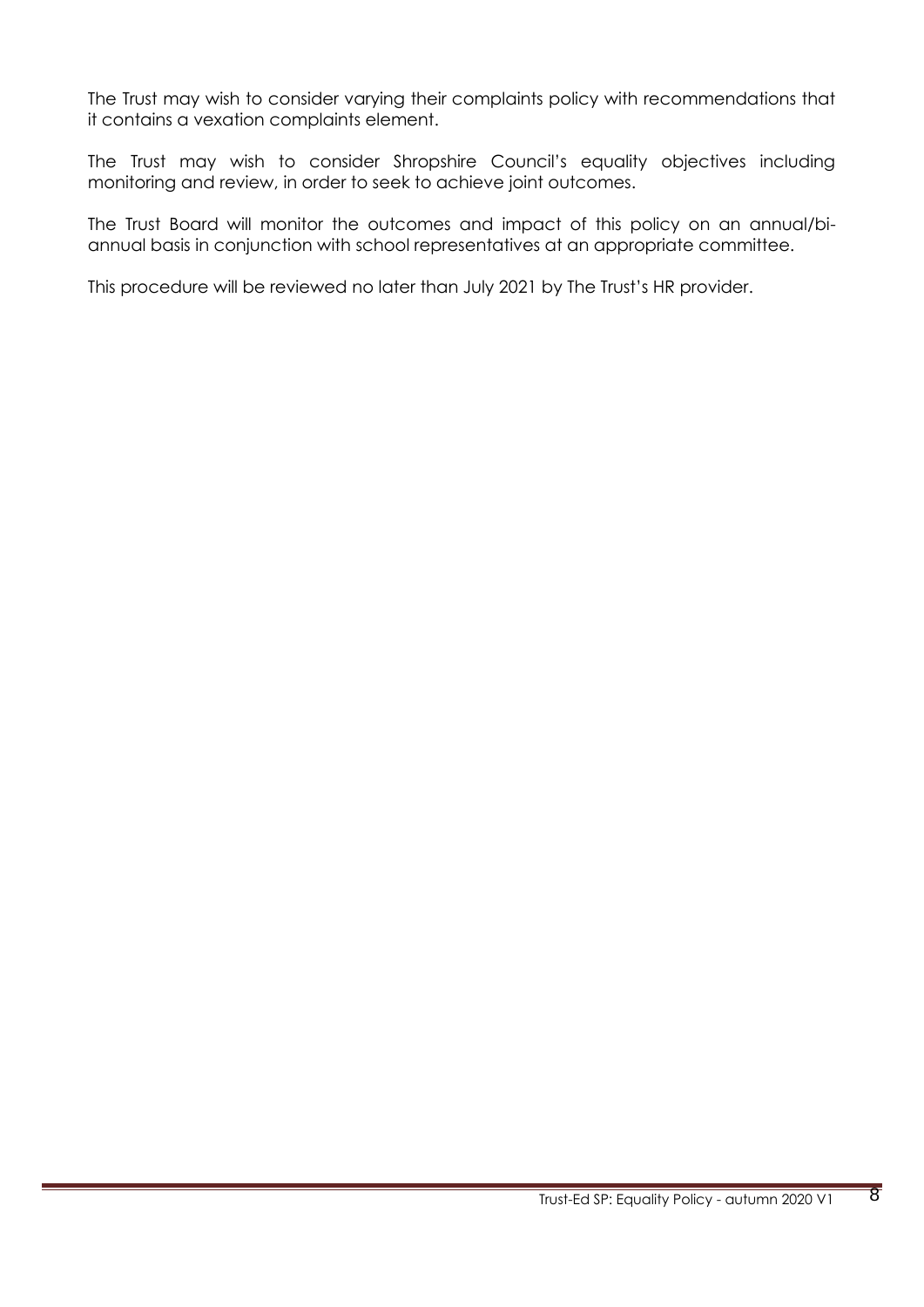The Trust may wish to consider varying their complaints policy with recommendations that it contains a vexation complaints element.

The Trust may wish to consider Shropshire Council's equality objectives including monitoring and review, in order to seek to achieve joint outcomes.

The Trust Board will monitor the outcomes and impact of this policy on an annual/bi-annual basis in conjunction with school representatives at an appropriate committee.

This procedure will be reviewed no later than July 2021 by The Trust's HR provider.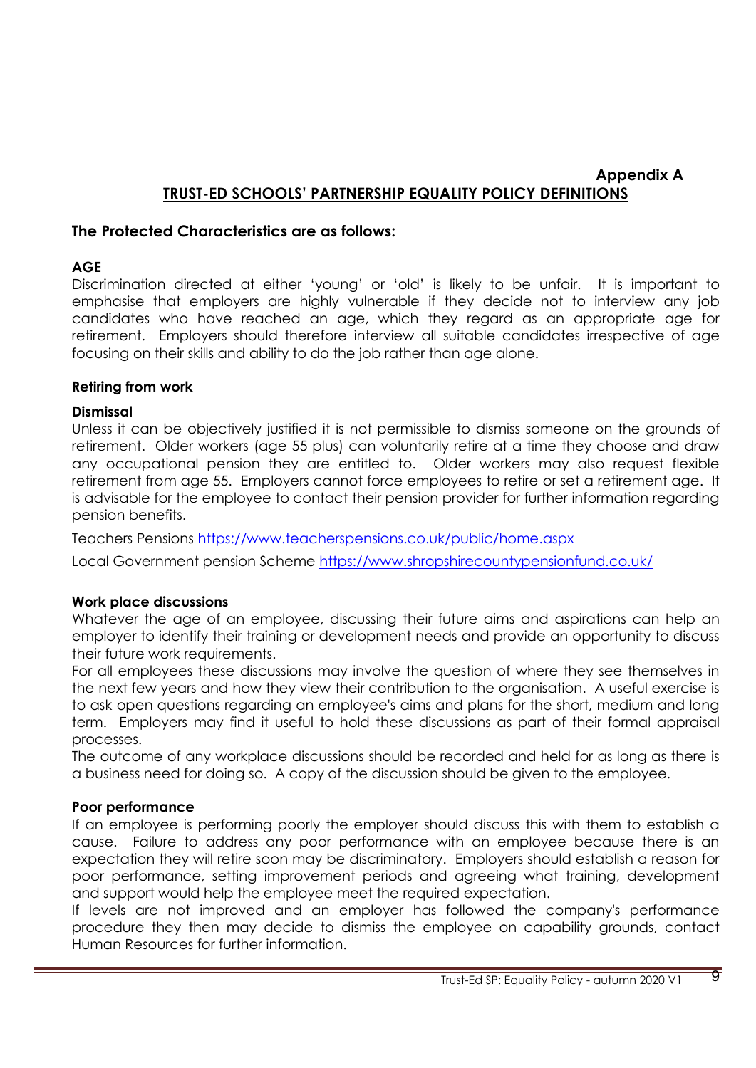**Appendix A**

## TRUST-ED SCHOOLS' PARTNERSHIP EQUALITY POLICY DEFINITIONS

### The Protected Characteristics are as follows:

**AGE**

Discrimination directed at either 'young' or 'old' is likely to be unfair. It is important to emphasise that employers are highly vulnerable if they decide not to interview any job candidates who have reached an age, which they regard as an appropriate age for retirement. Employers should therefore interview all suitable candidates irrespective of age focusing on their skills and ability to do the job rather than age alone.

**Retiring from work**

**Dismissal**

Unless it can be objectively justified it is not permissible to dismiss someone on the grounds of retirement. Older workers (age 55 plus) can voluntarily retire at a time they choose and draw any occupational pension they are entitled to. Older workers may also request flexible retirement from age 55. Employers cannot force employees to retire or set a retirement age. It is advisable for the employee to contact their pension provider for further information regarding pension benefits.

Teachers Pensions https://www.teacherspensions.co.uk/public/home.aspx

Local Government pension Scheme https://www.shropshirecountypensionfund.co.uk/

**Work place discussions**

Whatever the age of an employee, discussing their future aims and aspirations can help an employer to identify their training or development needs and provide an opportunity to discuss their future work requirements.

For all employees these discussions may involve the question of where they see themselves in the next few years and how they view their contribution to the organisation. A useful exercise is to ask open questions regarding an employee's aims and plans for the short, medium and long term. Employers may find it useful to hold these discussions as part of their formal appraisal processes.

The outcome of any workplace discussions should be recorded and held for as long as there is a business need for doing so. A copy of the discussion should be given to the employee.

**Poor performance**

If an employee is performing poorly the employer should discuss this with them to establish a cause. Failure to address any poor performance with an employee because there is an expectation they will retire soon may be discriminatory. Employers should establish a reason for poor performance, setting improvement periods and agreeing what training, development and support would help the employee meet the required expectation.

If levels are not improved and an employer has followed the company's performance procedure they then may decide to dismiss the employee on capability grounds, contact Human Resources for further information.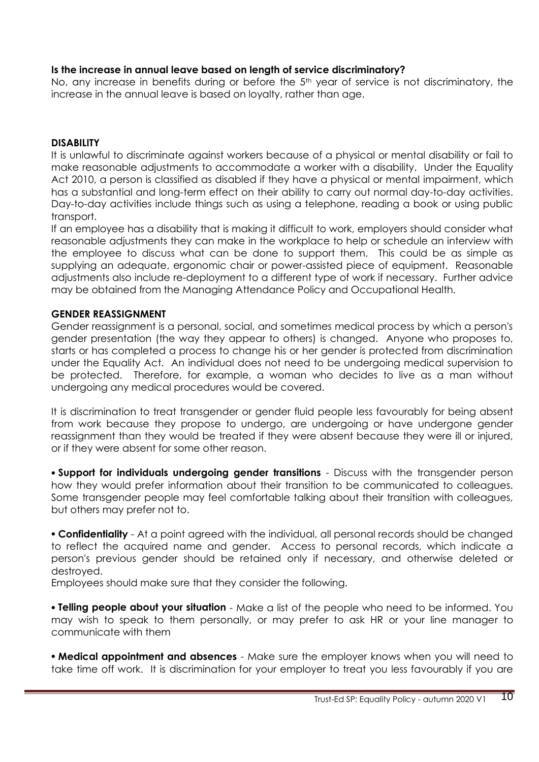**Is the increase in annual leave based on length of service discriminatory?**

No, any increase in benefits during or before the 5th year of service is not discriminatory, the increase in the annual leave is based on loyalty, rather than age.

**DISABILITY**

It is unlawful to discriminate against workers because of a physical or mental disability or fail to make reasonable adjustments to accommodate a worker with a disability. Under the Equality Act 2010, a person is classified as disabled if they have a physical or mental impairment, which has a substantial and long-term effect on their ability to carry out normal day-to-day activities. Day-to-day activities include things such as using a telephone, reading a book or using public transport.

If an employee has a disability that is making it difficult to work, employers should consider what reasonable adjustments they can make in the workplace to help or schedule an interview with the employee to discuss what can be done to support them. This could be as simple as supplying an adequate, ergonomic chair or power-assisted piece of equipment. Reasonable adjustments also include re-deployment to a different type of work if necessary. Further advice may be obtained from the Managing Attendance Policy and Occupational Health.

**GENDER REASSIGNMENT**

Gender reassignment is a personal, social, and sometimes medical process by which a person's gender presentation (the way they appear to others) is changed. Anyone who proposes to, starts or has completed a process to change his or her gender is protected from discrimination under the Equality Act. An individual does not need to be undergoing medical supervision to be protected. Therefore, for example, a woman who decides to live as a man without undergoing any medical procedures would be covered.

It is discrimination to treat transgender or gender fluid people less favourably for being absent from work because they propose to undergo, are undergoing or have undergone gender reassignment than they would be treated if they were absent because they were ill or injured, or if they were absent for some other reason.

- **Support for individuals undergoing gender transitions** - Discuss with the transgender person how they would prefer information about their transition to be communicated to colleagues. Some transgender people may feel comfortable talking about their transition with colleagues, but others may prefer not to.

- **Confidentiality** - At a point agreed with the individual, all personal records should be changed to reflect the acquired name and gender. Access to personal records, which indicate a person's previous gender should be retained only if necessary, and otherwise deleted or destroyed.

Employees should make sure that they consider the following.

- **Telling people about your situation** - Make a list of the people who need to be informed. You may wish to speak to them personally, or may prefer to ask HR or your line manager to communicate with them

- **Medical appointment and absences** - Make sure the employer knows when you will need to take time off work. It is discrimination for your employer to treat you less favourably if you are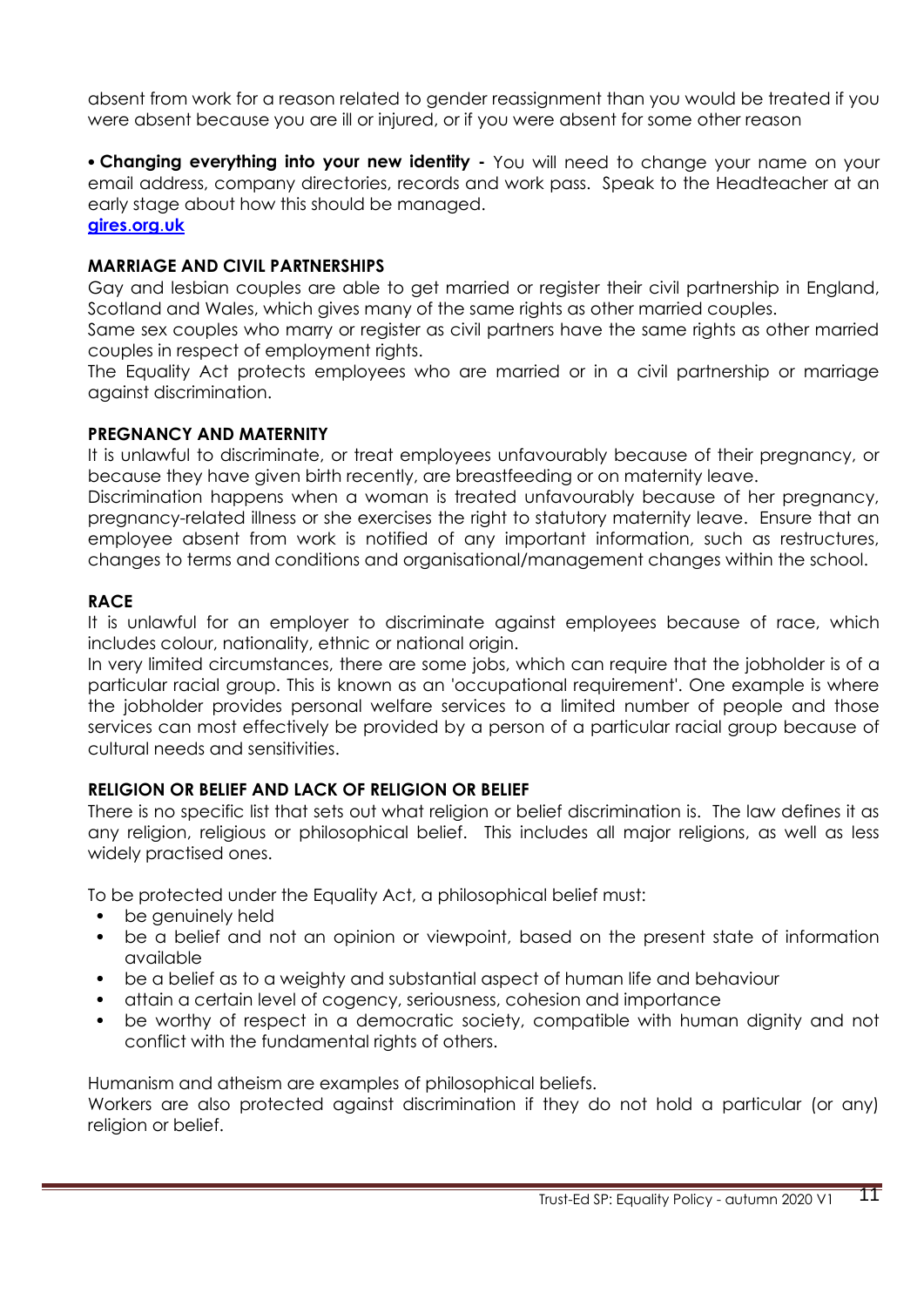absent from work for a reason related to gender reassignment than you would be treated if you were absent because you are ill or injured, or if you were absent for some other reason

• **Changing everything into your new identity -** You will need to change your name on your email address, company directories, records and work pass. Speak to the Headteacher at an early stage about how this should be managed.
**gires.org.uk**

**MARRIAGE AND CIVIL PARTNERSHIPS**

Gay and lesbian couples are able to get married or register their civil partnership in England, Scotland and Wales, which gives many of the same rights as other married couples.
Same sex couples who marry or register as civil partners have the same rights as other married couples in respect of employment rights.
The Equality Act protects employees who are married or in a civil partnership or marriage against discrimination.

**PREGNANCY AND MATERNITY**

It is unlawful to discriminate, or treat employees unfavourably because of their pregnancy, or because they have given birth recently, are breastfeeding or on maternity leave.
Discrimination happens when a woman is treated unfavourably because of her pregnancy, pregnancy-related illness or she exercises the right to statutory maternity leave. Ensure that an employee absent from work is notified of any important information, such as restructures, changes to terms and conditions and organisational/management changes within the school.

**RACE**

It is unlawful for an employer to discriminate against employees because of race, which includes colour, nationality, ethnic or national origin.
In very limited circumstances, there are some jobs, which can require that the jobholder is of a particular racial group. This is known as an 'occupational requirement'. One example is where the jobholder provides personal welfare services to a limited number of people and those services can most effectively be provided by a person of a particular racial group because of cultural needs and sensitivities.

**RELIGION OR BELIEF AND LACK OF RELIGION OR BELIEF**

There is no specific list that sets out what religion or belief discrimination is. The law defines it as any religion, religious or philosophical belief. This includes all major religions, as well as less widely practised ones.

To be protected under the Equality Act, a philosophical belief must:

- be genuinely held
- be a belief and not an opinion or viewpoint, based on the present state of information available
- be a belief as to a weighty and substantial aspect of human life and behaviour
- attain a certain level of cogency, seriousness, cohesion and importance
- be worthy of respect in a democratic society, compatible with human dignity and not conflict with the fundamental rights of others.

Humanism and atheism are examples of philosophical beliefs.
Workers are also protected against discrimination if they do not hold a particular (or any) religion or belief.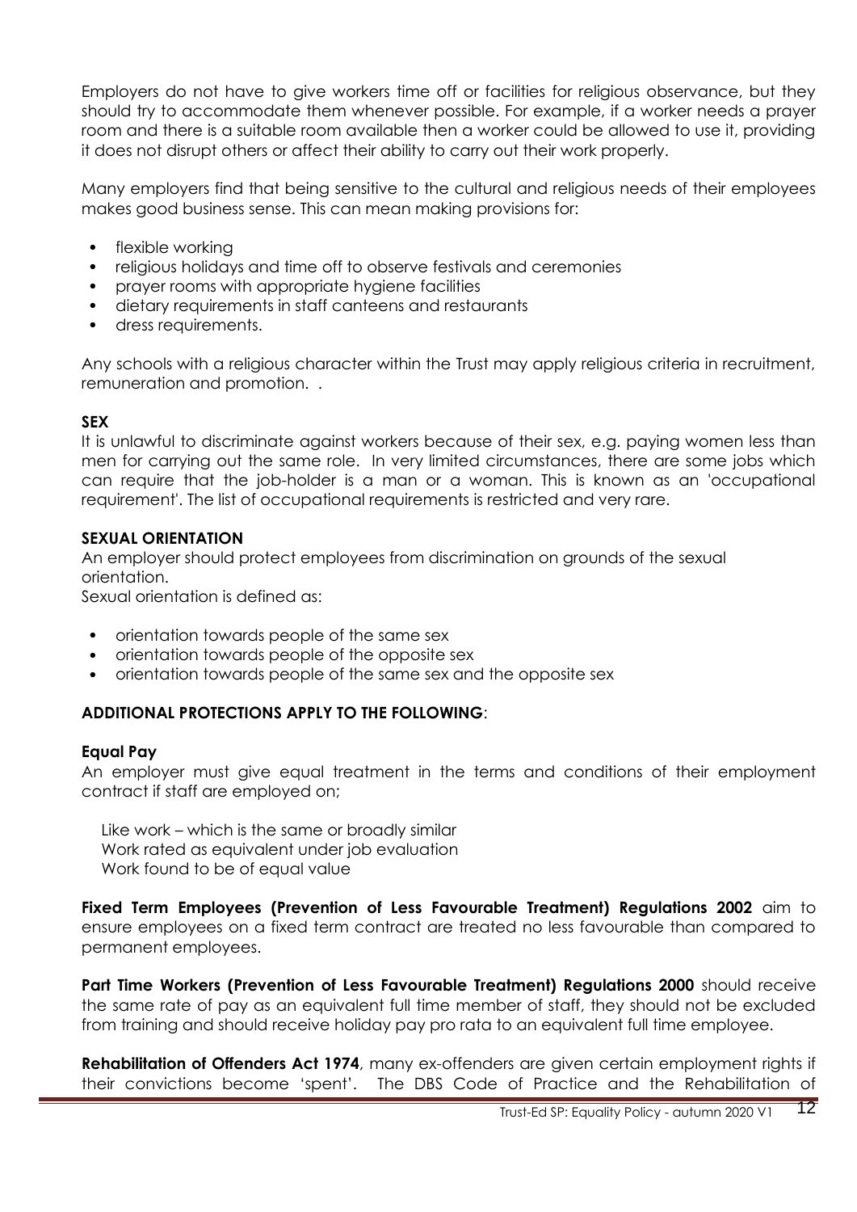Employers do not have to give workers time off or facilities for religious observance, but they should try to accommodate them whenever possible. For example, if a worker needs a prayer room and there is a suitable room available then a worker could be allowed to use it, providing it does not disrupt others or affect their ability to carry out their work properly.

Many employers find that being sensitive to the cultural and religious needs of their employees makes good business sense. This can mean making provisions for:

- flexible working
- religious holidays and time off to observe festivals and ceremonies
- prayer rooms with appropriate hygiene facilities
- dietary requirements in staff canteens and restaurants
- dress requirements.

Any schools with a religious character within the Trust may apply religious criteria in recruitment, remuneration and promotion. .

**SEX**

It is unlawful to discriminate against workers because of their sex, e.g. paying women less than men for carrying out the same role. In very limited circumstances, there are some jobs which can require that the job-holder is a man or a woman. This is known as an 'occupational requirement'. The list of occupational requirements is restricted and very rare.

**SEXUAL ORIENTATION**

An employer should protect employees from discrimination on grounds of the sexual orientation.

Sexual orientation is defined as:

- orientation towards people of the same sex
- orientation towards people of the opposite sex
- orientation towards people of the same sex and the opposite sex

**ADDITIONAL PROTECTIONS APPLY TO THE FOLLOWING**:

**Equal Pay**

An employer must give equal treatment in the terms and conditions of their employment contract if staff are employed on;

Like work – which is the same or broadly similar
Work rated as equivalent under job evaluation
Work found to be of equal value

**Fixed Term Employees (Prevention of Less Favourable Treatment) Regulations 2002** aim to ensure employees on a fixed term contract are treated no less favourable than compared to permanent employees.

**Part Time Workers (Prevention of Less Favourable Treatment) Regulations 2000** should receive the same rate of pay as an equivalent full time member of staff, they should not be excluded from training and should receive holiday pay pro rata to an equivalent full time employee.

**Rehabilitation of Offenders Act 1974**, many ex-offenders are given certain employment rights if their convictions become 'spent'. The DBS Code of Practice and the Rehabilitation of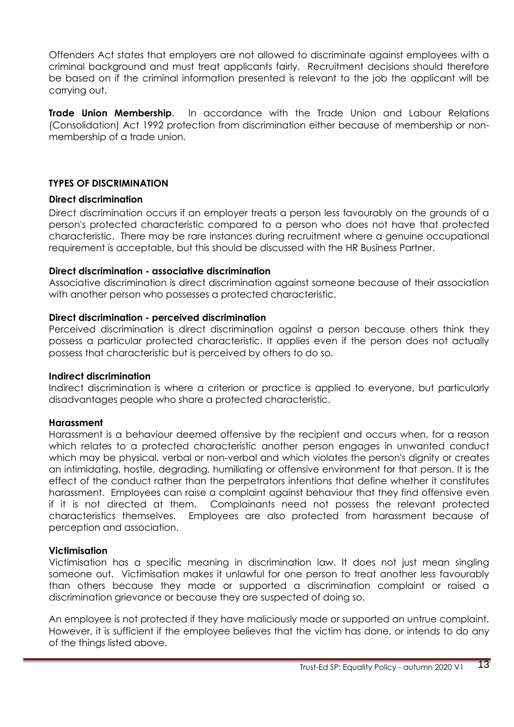Offenders Act states that employers are not allowed to discriminate against employees with a criminal background and must treat applicants fairly. Recruitment decisions should therefore be based on if the criminal information presented is relevant to the job the applicant will be carrying out.

**Trade Union Membership**. In accordance with the Trade Union and Labour Relations (Consolidation) Act 1992 protection from discrimination either because of membership or non-membership of a trade union.

## TYPES OF DISCRIMINATION

### Direct discrimination

Direct discrimination occurs if an employer treats a person less favourably on the grounds of a person's protected characteristic compared to a person who does not have that protected characteristic. There may be rare instances during recruitment where a genuine occupational requirement is acceptable, but this should be discussed with the HR Business Partner.

### Direct discrimination - associative discrimination

Associative discrimination is direct discrimination against someone because of their association with another person who possesses a protected characteristic.

### Direct discrimination - perceived discrimination

Perceived discrimination is direct discrimination against a person because others think they possess a particular protected characteristic. It applies even if the person does not actually possess that characteristic but is perceived by others to do so.

### Indirect discrimination

Indirect discrimination is where a criterion or practice is applied to everyone, but particularly disadvantages people who share a protected characteristic.

### Harassment

Harassment is a behaviour deemed offensive by the recipient and occurs when, for a reason which relates to a protected characteristic another person engages in unwanted conduct which may be physical, verbal or non-verbal and which violates the person's dignity or creates an intimidating, hostile, degrading, humiliating or offensive environment for that person. It is the effect of the conduct rather than the perpetrators intentions that define whether it constitutes harassment. Employees can raise a complaint against behaviour that they find offensive even if it is not directed at them. Complainants need not possess the relevant protected characteristics themselves. Employees are also protected from harassment because of perception and association.

### Victimisation

Victimisation has a specific meaning in discrimination law. It does not just mean singling someone out. Victimisation makes it unlawful for one person to treat another less favourably than others because they made or supported a discrimination complaint or raised a discrimination grievance or because they are suspected of doing so.

An employee is not protected if they have maliciously made or supported an untrue complaint. However, it is sufficient if the employee believes that the victim has done, or intends to do any of the things listed above.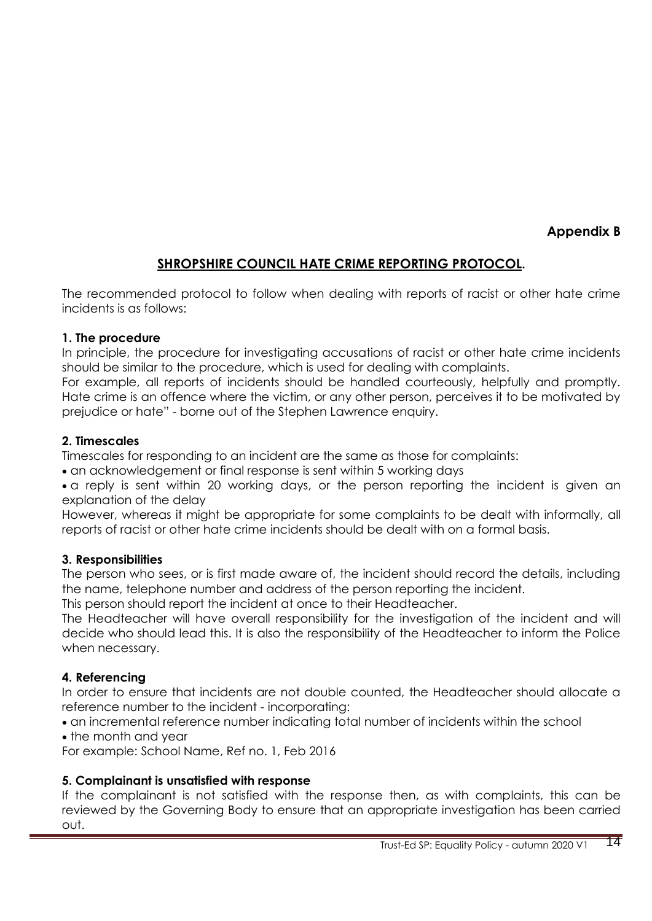**Appendix B**

## SHROPSHIRE COUNCIL HATE CRIME REPORTING PROTOCOL.

The recommended protocol to follow when dealing with reports of racist or other hate crime incidents is as follows:

### 1. The procedure

In principle, the procedure for investigating accusations of racist or other hate crime incidents should be similar to the procedure, which is used for dealing with complaints.

For example, all reports of incidents should be handled courteously, helpfully and promptly. Hate crime is an offence where the victim, or any other person, perceives it to be motivated by prejudice or hate" - borne out of the Stephen Lawrence enquiry.

### 2. Timescales

Timescales for responding to an incident are the same as those for complaints:

- an acknowledgement or final response is sent within 5 working days
- a reply is sent within 20 working days, or the person reporting the incident is given an explanation of the delay

However, whereas it might be appropriate for some complaints to be dealt with informally, all reports of racist or other hate crime incidents should be dealt with on a formal basis.

### 3. Responsibilities

The person who sees, or is first made aware of, the incident should record the details, including the name, telephone number and address of the person reporting the incident.

This person should report the incident at once to their Headteacher.

The Headteacher will have overall responsibility for the investigation of the incident and will decide who should lead this. It is also the responsibility of the Headteacher to inform the Police when necessary.

### 4. Referencing

In order to ensure that incidents are not double counted, the Headteacher should allocate a reference number to the incident - incorporating:

- an incremental reference number indicating total number of incidents within the school
- the month and year

For example: School Name, Ref no. 1, Feb 2016

### 5. Complainant is unsatisfied with response

If the complainant is not satisfied with the response then, as with complaints, this can be reviewed by the Governing Body to ensure that an appropriate investigation has been carried out.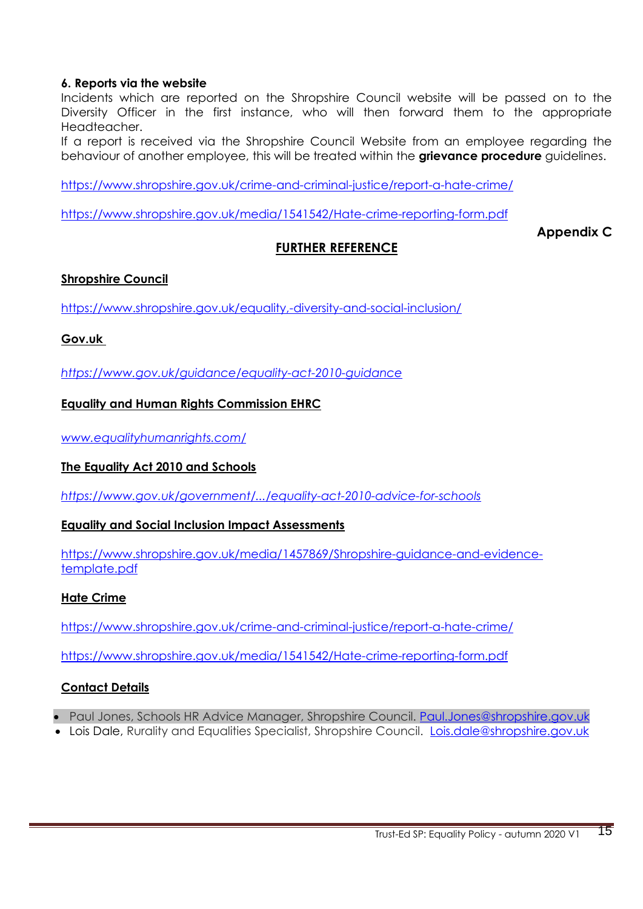**6. Reports via the website**

Incidents which are reported on the Shropshire Council website will be passed on to the Diversity Officer in the first instance, who will then forward them to the appropriate Headteacher.

If a report is received via the Shropshire Council Website from an employee regarding the behaviour of another employee, this will be treated within the **grievance procedure** guidelines.

https://www.shropshire.gov.uk/crime-and-criminal-justice/report-a-hate-crime/

https://www.shropshire.gov.uk/media/1541542/Hate-crime-reporting-form.pdf

**Appendix C**

## FURTHER REFERENCE

**Shropshire Council**

https://www.shropshire.gov.uk/equality,-diversity-and-social-inclusion/

**Gov.uk**

*https://www.gov.uk/guidance/equality-act-2010-guidance*

**Equality and Human Rights Commission EHRC**

*www.equalityhumanrights.com/*

**The Equality Act 2010 and Schools**

*https://www.gov.uk/government/.../equality-act-2010-advice-for-schools*

**Equality and Social Inclusion Impact Assessments**

https://www.shropshire.gov.uk/media/1457869/Shropshire-guidance-and-evidence-template.pdf

**Hate Crime**

https://www.shropshire.gov.uk/crime-and-criminal-justice/report-a-hate-crime/

https://www.shropshire.gov.uk/media/1541542/Hate-crime-reporting-form.pdf

**Contact Details**

- Paul Jones, Schools HR Advice Manager, Shropshire Council. Paul.Jones@shropshire.gov.uk
- Lois Dale, Rurality and Equalities Specialist, Shropshire Council. Lois.dale@shropshire.gov.uk